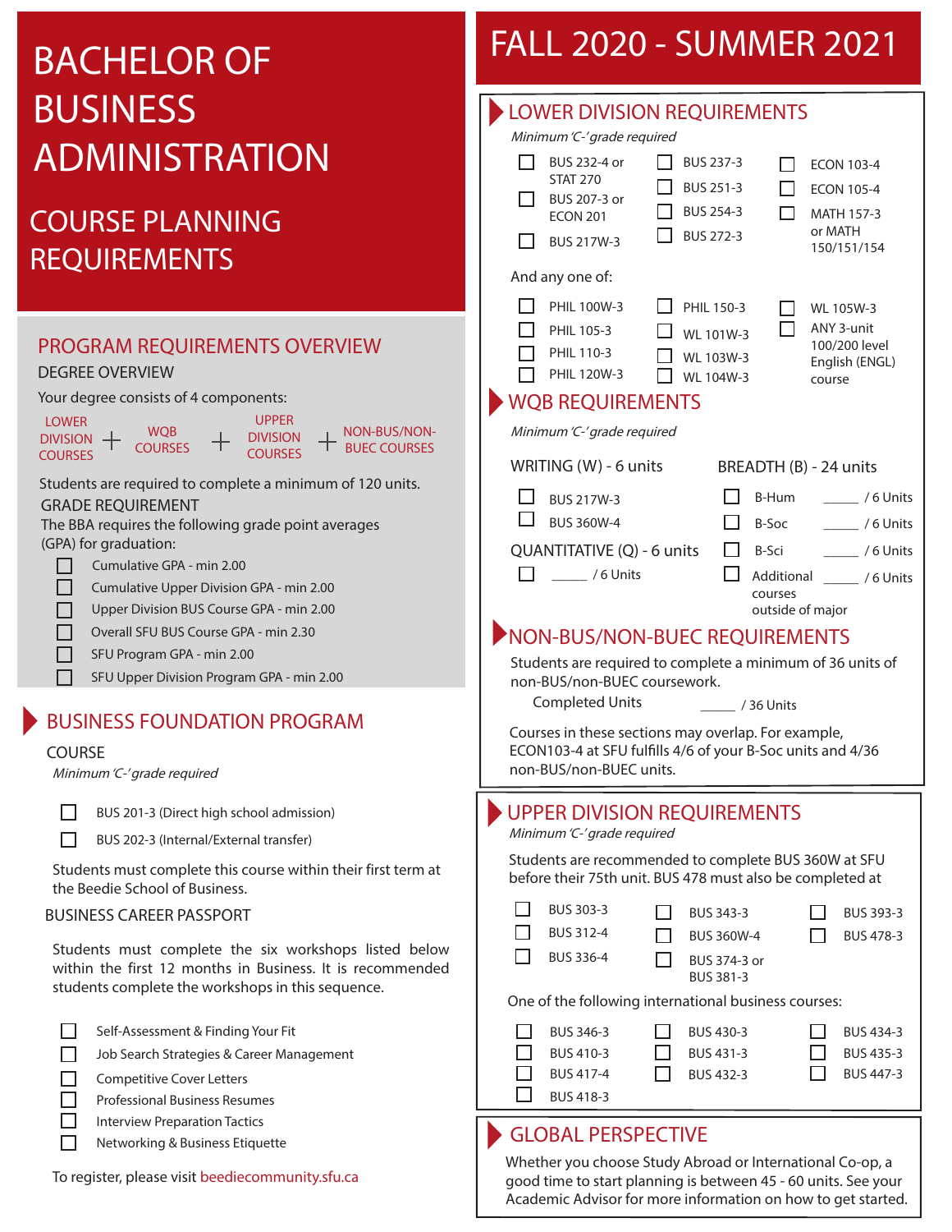# BACHELOR OF BUSINESS ADMINISTRATION

## COURSE PLANNING REQUIREMENTS

# FALL 2020 - SUMMER 2021

## PROGRAM REQUIREMENTS OVERVIEW

### DEGREE OVERVIEW

Your degree consists of 4 components:

LOWER DIVISION COURSES + WQB COURSES + UPPER DIVISION COURSES + NON-BUS/NON-BUEC COURSES

Students are required to complete a minimum of 120 units.

### GRADE REQUIREMENT

The BBA requires the following grade point averages (GPA) for graduation:

- [ ] Cumulative GPA - min 2.00
- [ ] Cumulative Upper Division GPA - min 2.00
- [ ] Upper Division BUS Course GPA - min 2.00
- [ ] Overall SFU BUS Course GPA - min 2.30
- [ ] SFU Program GPA - min 2.00
- [ ] SFU Upper Division Program GPA - min 2.00

## BUSINESS FOUNDATION PROGRAM

### COURSE

*Minimum 'C-' grade required*

- [ ] BUS 201-3 (Direct high school admission)
- [ ] BUS 202-3 (Internal/External transfer)

Students must complete this course within their first term at the Beedie School of Business.

### BUSINESS CAREER PASSPORT

Students must complete the six workshops listed below within the first 12 months in Business. It is recommended students complete the workshops in this sequence.

- [ ] Self-Assessment & Finding Your Fit
- [ ] Job Search Strategies & Career Management
- [ ] Competitive Cover Letters
- [ ] Professional Business Resumes
- [ ] Interview Preparation Tactics
- [ ] Networking & Business Etiquette

To register, please visit beediecommunity.sfu.ca

## LOWER DIVISION REQUIREMENTS

*Minimum 'C-' grade required*

- [ ] BUS 232-4 or STAT 270
- [ ] BUS 207-3 or ECON 201
- [ ] BUS 217W-3
- [ ] BUS 237-3
- [ ] BUS 251-3
- [ ] BUS 254-3
- [ ] BUS 272-3
- [ ] ECON 103-4
- [ ] ECON 105-4
- [ ] MATH 157-3 or MATH 150/151/154

And any one of:

- [ ] PHIL 100W-3
- [ ] PHIL 105-3
- [ ] PHIL 110-3
- [ ] PHIL 120W-3
- [ ] PHIL 150-3
- [ ] WL 101W-3
- [ ] WL 103W-3
- [ ] WL 104W-3
- [ ] WL 105W-3
- [ ] ANY 3-unit 100/200 level English (ENGL) course

## WQB REQUIREMENTS

*Minimum 'C-' grade required*

**WRITING (W) - 6 units**

- [ ] BUS 217W-3
- [ ] BUS 360W-4

**QUANTITATIVE (Q) - 6 units**

- [ ] _____ / 6 Units

**BREADTH (B) - 24 units**

- [ ] B-Hum _____ / 6 Units
- [ ] B-Soc _____ / 6 Units
- [ ] B-Sci _____ / 6 Units
- [ ] Additional courses outside of major _____ / 6 Units

## NON-BUS/NON-BUEC REQUIREMENTS

Students are required to complete a minimum of 36 units of non-BUS/non-BUEC coursework.

Completed Units _____ / 36 Units

Courses in these sections may overlap. For example, ECON103-4 at SFU fulfills 4/6 of your B-Soc units and 4/36 non-BUS/non-BUEC units.

## UPPER DIVISION REQUIREMENTS

*Minimum 'C-' grade required*

Students are recommended to complete BUS 360W at SFU before their 75th unit. BUS 478 must also be completed at

- [ ] BUS 303-3
- [ ] BUS 312-4
- [ ] BUS 336-4
- [ ] BUS 343-3
- [ ] BUS 360W-4
- [ ] BUS 374-3 or BUS 381-3
- [ ] BUS 393-3
- [ ] BUS 478-3

One of the following international business courses:

- [ ] BUS 346-3
- [ ] BUS 410-3
- [ ] BUS 417-4
- [ ] BUS 418-3
- [ ] BUS 430-3
- [ ] BUS 431-3
- [ ] BUS 432-3
- [ ] BUS 434-3
- [ ] BUS 435-3
- [ ] BUS 447-3

## GLOBAL PERSPECTIVE

Whether you choose Study Abroad or International Co-op, a good time to start planning is between 45 - 60 units. See your Academic Advisor for more information on how to get started.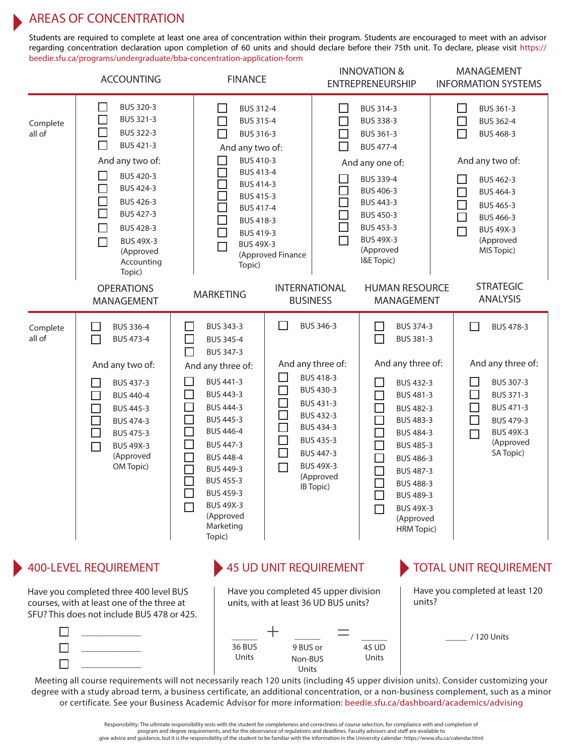## AREAS OF CONCENTRATION

Students are required to complete at least one area of concentration within their program. Students are encouraged to meet with an advisor regarding concentration declaration upon completion of 60 units and should declare before their 75th unit. To declare, please visit https://beedie.sfu.ca/programs/undergraduate/bba-concentration-application-form

| | ACCOUNTING | FINANCE | INNOVATION & ENTREPRENEURSHIP | MANAGEMENT INFORMATION SYSTEMS |
|---|---|---|---|---|
| Complete all of | ☐ BUS 320-3<br>☐ BUS 321-3<br>☐ BUS 322-3<br>☐ BUS 421-3<br>And any two of:<br>☐ BUS 420-3<br>☐ BUS 424-3<br>☐ BUS 426-3<br>☐ BUS 427-3<br>☐ BUS 428-3<br>☐ BUS 49X-3 (Approved Accounting Topic) | ☐ BUS 312-4<br>☐ BUS 315-4<br>☐ BUS 316-3<br>And any two of:<br>☐ BUS 410-3<br>☐ BUS 413-4<br>☐ BUS 414-3<br>☐ BUS 415-3<br>☐ BUS 417-4<br>☐ BUS 418-3<br>☐ BUS 419-3<br>☐ BUS 49X-3 (Approved Finance Topic) | ☐ BUS 314-3<br>☐ BUS 338-3<br>☐ BUS 361-3<br>☐ BUS 477-4<br>And any one of:<br>☐ BUS 339-4<br>☐ BUS 406-3<br>☐ BUS 443-3<br>☐ BUS 450-3<br>☐ BUS 453-3<br>☐ BUS 49X-3 (Approved I&E Topic) | ☐ BUS 361-3<br>☐ BUS 362-4<br>☐ BUS 468-3<br>And any two of:<br>☐ BUS 462-3<br>☐ BUS 464-3<br>☐ BUS 465-3<br>☐ BUS 466-3<br>☐ BUS 49X-3 (Approved MIS Topic) |

| | OPERATIONS MANAGEMENT | MARKETING | INTERNATIONAL BUSINESS | HUMAN RESOURCE MANAGEMENT | STRATEGIC ANALYSIS |
|---|---|---|---|---|---|
| Complete all of | ☐ BUS 336-4<br>☐ BUS 473-4<br>And any two of:<br>☐ BUS 437-3<br>☐ BUS 440-4<br>☐ BUS 445-3<br>☐ BUS 474-3<br>☐ BUS 475-3<br>☐ BUS 49X-3 (Approved OM Topic) | ☐ BUS 343-3<br>☐ BUS 345-4<br>☐ BUS 347-3<br>And any three of:<br>☐ BUS 441-3<br>☐ BUS 443-3<br>☐ BUS 444-3<br>☐ BUS 445-3<br>☐ BUS 446-4<br>☐ BUS 447-3<br>☐ BUS 448-4<br>☐ BUS 449-3<br>☐ BUS 455-3<br>☐ BUS 459-3<br>☐ BUS 49X-3 (Approved Marketing Topic) | ☐ BUS 346-3<br>And any three of:<br>☐ BUS 418-3<br>☐ BUS 430-3<br>☐ BUS 431-3<br>☐ BUS 432-3<br>☐ BUS 434-3<br>☐ BUS 435-3<br>☐ BUS 447-3<br>☐ BUS 49X-3 (Approved IB Topic) | ☐ BUS 374-3<br>☐ BUS 381-3<br>And any three of:<br>☐ BUS 432-3<br>☐ BUS 481-3<br>☐ BUS 482-3<br>☐ BUS 483-3<br>☐ BUS 484-3<br>☐ BUS 485-3<br>☐ BUS 486-3<br>☐ BUS 487-3<br>☐ BUS 488-3<br>☐ BUS 489-3<br>☐ BUS 49X-3 (Approved HRM Topic) | ☐ BUS 478-3<br>And any three of:<br>☐ BUS 307-3<br>☐ BUS 371-3<br>☐ BUS 471-3<br>☐ BUS 479-3<br>☐ BUS 49X-3 (Approved SA Topic) |

## 400-LEVEL REQUIREMENT

Have you completed three 400 level BUS courses, with at least one of the three at SFU? This does not include BUS 478 or 425.

☐ ____________
☐ ____________
☐ ____________

## 45 UD UNIT REQUIREMENT

Have you completed 45 upper division units, with at least 36 UD BUS units?

_____ + _____ = _____

36 BUS Units + 9 BUS or Non-BUS Units = 45 UD Units

## TOTAL UNIT REQUIREMENT

Have you completed at least 120 units?

_____ / 120 Units

Meeting all course requirements will not necessarily reach 120 units (including 45 upper division units). Consider customizing your degree with a study abroad term, a business certificate, an additional concentration, or a non-business complement, such as a minor or certificate. See your Business Academic Advisor for more information: beedie.sfu.ca/dashboard/academics/advising

Responsibility: The ultimate responsibility rests with the student for completeness and correctness of course selection, for compliance with and completion of program and degree requirements, and for the observance of regulations and deadlines. Faculty advisors and staff are available to give advice and guidance, but it is the responsibility of the student to be familiar with the information in the University calendar: https://www.sfu.ca/calendar.html